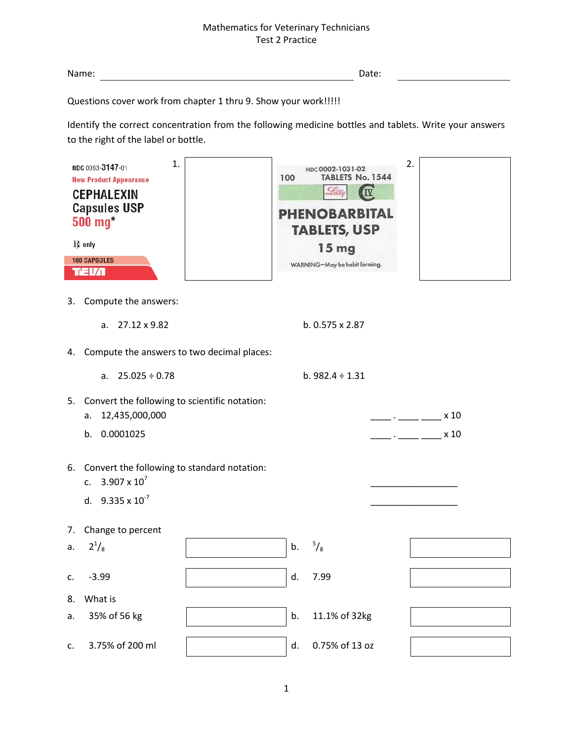Mathematics for Veterinary Technicians
Test 2 Practice

Name: ______________________________ Date: ______________

Questions cover work from chapter 1 thru 9. Show your work!!!!!

Identify the correct concentration from the following medicine bottles and tablets. Write your answers to the right of the label or bottle.

NDC 0093-3147-01
New Product Appearance
CEPHALEXIN
Capsules USP
500 mg*
℞ only
100 CAPSULES
TEVA

1. 

NDC 0002-1031-02
100 TABLETS No. 1544
Lilly CIV
PHENOBARBITAL
TABLETS, USP
15 mg
WARNING—May be habit forming.

2. 

3. Compute the answers:

   a. 27.12 x 9.82 b. 0.575 x 2.87

4. Compute the answers to two decimal places:

   a. 25.025 ÷ 0.78 b. 982.4 ÷ 1.31

5. Convert the following to scientific notation:

   a. 12,435,000,000 ____ . ____ ____ x 10

   b. 0.0001025 ____ . ____ ____ x 10

6. Convert the following to standard notation:

   c. $3.907 \times 10^{7}$ ________________

   d. $9.335 \times 10^{-7}$ ________________

7. Change to percent

| | | | | |
|---|---|---|---|---|
| a. | $2^{1}/_{8}$ | | b. | $^{5}/_{8}$ |
| c. | -3.99 | | d. | 7.99 |

8. What is

| | | | | |
|---|---|---|---|---|
| a. | 35% of 56 kg | | b. | 11.1% of 32kg |
| c. | 3.75% of 200 ml | | d. | 0.75% of 13 oz |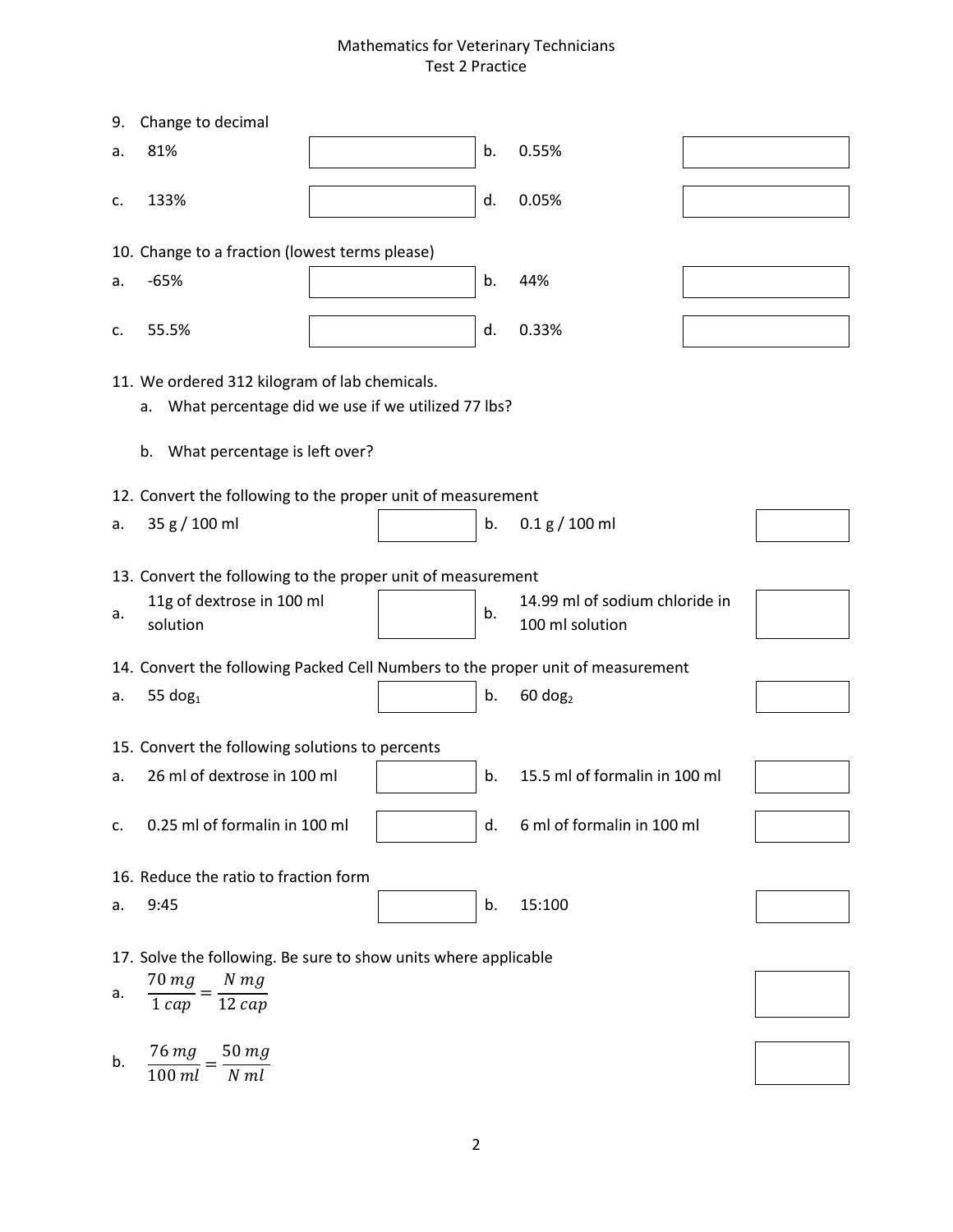9. Change to decimal

| | | | | | |
|---|---|---|---|---|---|
| a. | 81% | | b. | 0.55% | |
| c. | 133% | | d. | 0.05% | |

10. Change to a fraction (lowest terms please)

| | | | | | |
|---|---|---|---|---|---|
| a. | -65% | | b. | 44% | |
| c. | 55.5% | | d. | 0.33% | |

11. We ordered 312 kilogram of lab chemicals.
    a. What percentage did we use if we utilized 77 lbs?

    b. What percentage is left over?

12. Convert the following to the proper unit of measurement

| | | | | | |
|---|---|---|---|---|---|
| a. | 35 g / 100 ml | | b. | 0.1 g / 100 ml | |

13. Convert the following to the proper unit of measurement

| | | | | | |
|---|---|---|---|---|---|
| a. | 11g of dextrose in 100 ml solution | | b. | 14.99 ml of sodium chloride in 100 ml solution | |

14. Convert the following Packed Cell Numbers to the proper unit of measurement

| | | | | | |
|---|---|---|---|---|---|
| a. | 55 $dog_1$ | | b. | 60 $dog_2$ | |

15. Convert the following solutions to percents

| | | | | | |
|---|---|---|---|---|---|
| a. | 26 ml of dextrose in 100 ml | | b. | 15.5 ml of formalin in 100 ml | |
| c. | 0.25 ml of formalin in 100 ml | | d. | 6 ml of formalin in 100 ml | |

16. Reduce the ratio to fraction form

| | | | | | |
|---|---|---|---|---|---|
| a. | 9:45 | | b. | 15:100 | |

17. Solve the following. Be sure to show units where applicable

a. $\frac{70\ mg}{1\ cap} = \frac{N\ mg}{12\ cap}$

b. $\frac{76\ mg}{100\ ml} = \frac{50\ mg}{N\ ml}$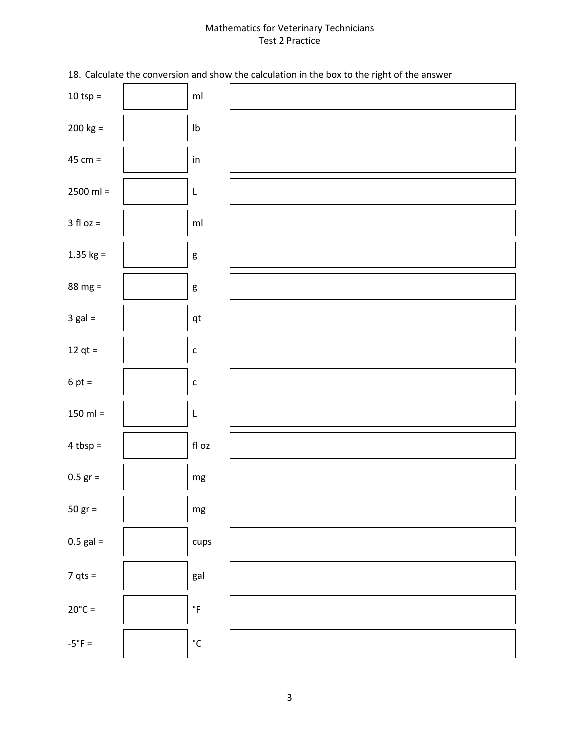18. Calculate the conversion and show the calculation in the box to the right of the answer

| Given | Answer | Unit | Calculation |
|---|---|---|---|
| 10 tsp = | | ml | |
| 200 kg = | | lb | |
| 45 cm = | | in | |
| 2500 ml = | | L | |
| 3 fl oz = | | ml | |
| 1.35 kg = | | g | |
| 88 mg = | | g | |
| 3 gal = | | qt | |
| 12 qt = | | c | |
| 6 pt = | | c | |
| 150 ml = | | L | |
| 4 tbsp = | | fl oz | |
| 0.5 gr = | | mg | |
| 50 gr = | | mg | |
| 0.5 gal = | | cups | |
| 7 qts = | | gal | |
| 20°C = | | °F | |
| -5°F = | | °C | |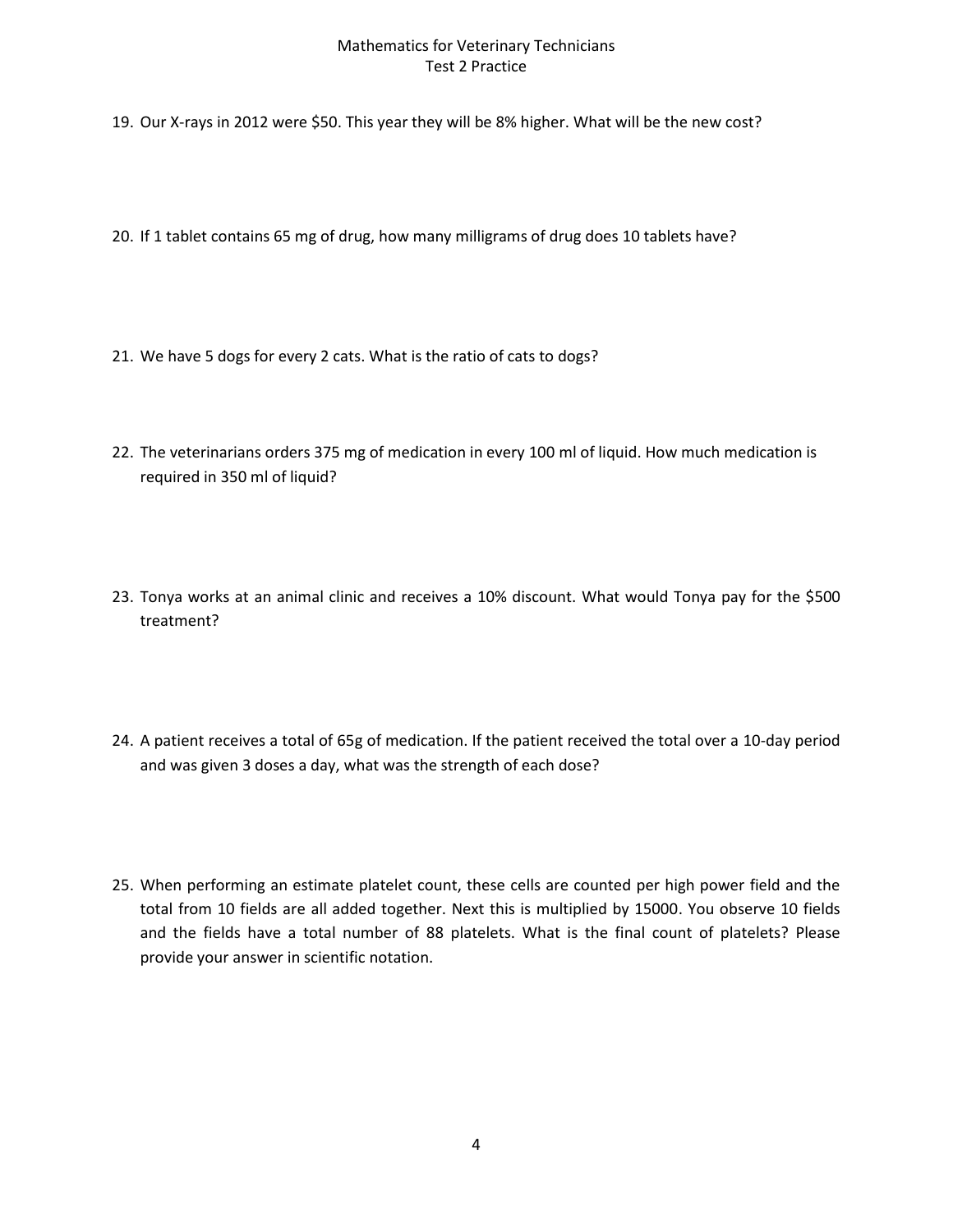19. Our X-rays in 2012 were $50. This year they will be 8% higher. What will be the new cost?

20. If 1 tablet contains 65 mg of drug, how many milligrams of drug does 10 tablets have?

21. We have 5 dogs for every 2 cats. What is the ratio of cats to dogs?

22. The veterinarians orders 375 mg of medication in every 100 ml of liquid. How much medication is required in 350 ml of liquid?

23. Tonya works at an animal clinic and receives a 10% discount. What would Tonya pay for the $500 treatment?

24. A patient receives a total of 65g of medication. If the patient received the total over a 10-day period and was given 3 doses a day, what was the strength of each dose?

25. When performing an estimate platelet count, these cells are counted per high power field and the total from 10 fields are all added together. Next this is multiplied by 15000. You observe 10 fields and the fields have a total number of 88 platelets. What is the final count of platelets? Please provide your answer in scientific notation.